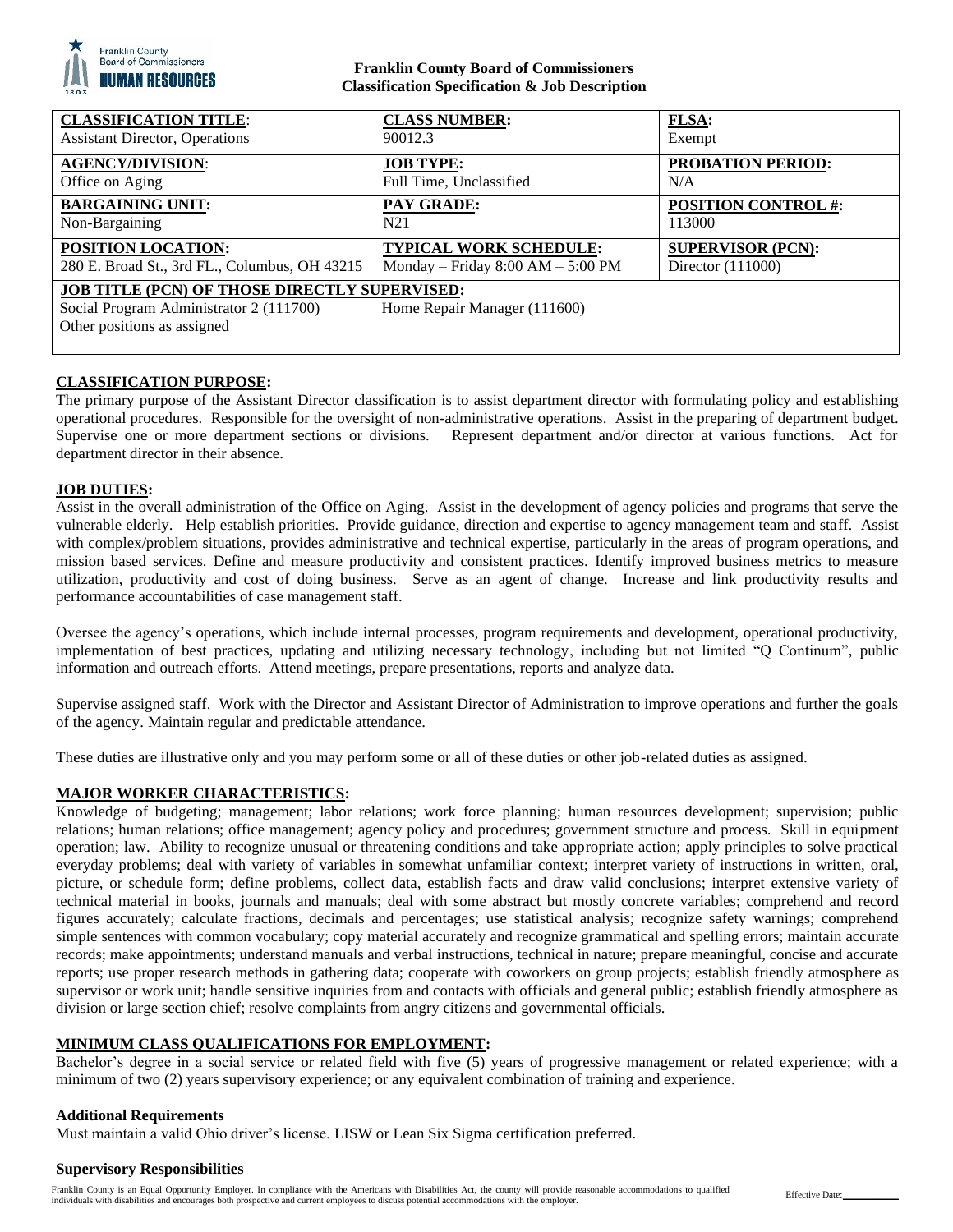**Franklin County Board of Commissioners**
**Classification Specification & Job Description**

| **CLASSIFICATION TITLE**: Assistant Director, Operations | **CLASS NUMBER:** 90012.3 | **FLSA:** Exempt |
|---|---|---|
| **AGENCY/DIVISION**: Office on Aging | **JOB TYPE:** Full Time, Unclassified | **PROBATION PERIOD:** N/A |
| **BARGAINING UNIT:** Non-Bargaining | **PAY GRADE:** N21 | **POSITION CONTROL #:** 113000 |
| **POSITION LOCATION:** 280 E. Broad St., 3rd FL., Columbus, OH 43215 | **TYPICAL WORK SCHEDULE:** Monday – Friday 8:00 AM – 5:00 PM | **SUPERVISOR (PCN):** Director (111000) |
| **JOB TITLE (PCN) OF THOSE DIRECTLY SUPERVISED:** Social Program Administrator 2 (111700); Home Repair Manager (111600); Other positions as assigned | | |

## CLASSIFICATION PURPOSE:

The primary purpose of the Assistant Director classification is to assist department director with formulating policy and establishing operational procedures. Responsible for the oversight of non-administrative operations. Assist in the preparing of department budget. Supervise one or more department sections or divisions. Represent department and/or director at various functions. Act for department director in their absence.

## JOB DUTIES:

Assist in the overall administration of the Office on Aging. Assist in the development of agency policies and programs that serve the vulnerable elderly. Help establish priorities. Provide guidance, direction and expertise to agency management team and staff. Assist with complex/problem situations, provides administrative and technical expertise, particularly in the areas of program operations, and mission based services. Define and measure productivity and consistent practices. Identify improved business metrics to measure utilization, productivity and cost of doing business. Serve as an agent of change. Increase and link productivity results and performance accountabilities of case management staff.

Oversee the agency's operations, which include internal processes, program requirements and development, operational productivity, implementation of best practices, updating and utilizing necessary technology, including but not limited "Q Continum", public information and outreach efforts. Attend meetings, prepare presentations, reports and analyze data.

Supervise assigned staff. Work with the Director and Assistant Director of Administration to improve operations and further the goals of the agency. Maintain regular and predictable attendance.

These duties are illustrative only and you may perform some or all of these duties or other job-related duties as assigned.

## MAJOR WORKER CHARACTERISTICS:

Knowledge of budgeting; management; labor relations; work force planning; human resources development; supervision; public relations; human relations; office management; agency policy and procedures; government structure and process. Skill in equipment operation; law. Ability to recognize unusual or threatening conditions and take appropriate action; apply principles to solve practical everyday problems; deal with variety of variables in somewhat unfamiliar context; interpret variety of instructions in written, oral, picture, or schedule form; define problems, collect data, establish facts and draw valid conclusions; interpret extensive variety of technical material in books, journals and manuals; deal with some abstract but mostly concrete variables; comprehend and record figures accurately; calculate fractions, decimals and percentages; use statistical analysis; recognize safety warnings; comprehend simple sentences with common vocabulary; copy material accurately and recognize grammatical and spelling errors; maintain accurate records; make appointments; understand manuals and verbal instructions, technical in nature; prepare meaningful, concise and accurate reports; use proper research methods in gathering data; cooperate with coworkers on group projects; establish friendly atmosphere as supervisor or work unit; handle sensitive inquiries from and contacts with officials and general public; establish friendly atmosphere as division or large section chief; resolve complaints from angry citizens and governmental officials.

## MINIMUM CLASS QUALIFICATIONS FOR EMPLOYMENT:

Bachelor's degree in a social service or related field with five (5) years of progressive management or related experience; with a minimum of two (2) years supervisory experience; or any equivalent combination of training and experience.

### Additional Requirements

Must maintain a valid Ohio driver's license. LISW or Lean Six Sigma certification preferred.

### Supervisory Responsibilities

Franklin County is an Equal Opportunity Employer. In compliance with the Americans with Disabilities Act, the county will provide reasonable accommodations to qualified individuals with disabilities and encourages both prospective and current employees to discuss potential accommodations with the employer.

Effective Date:___________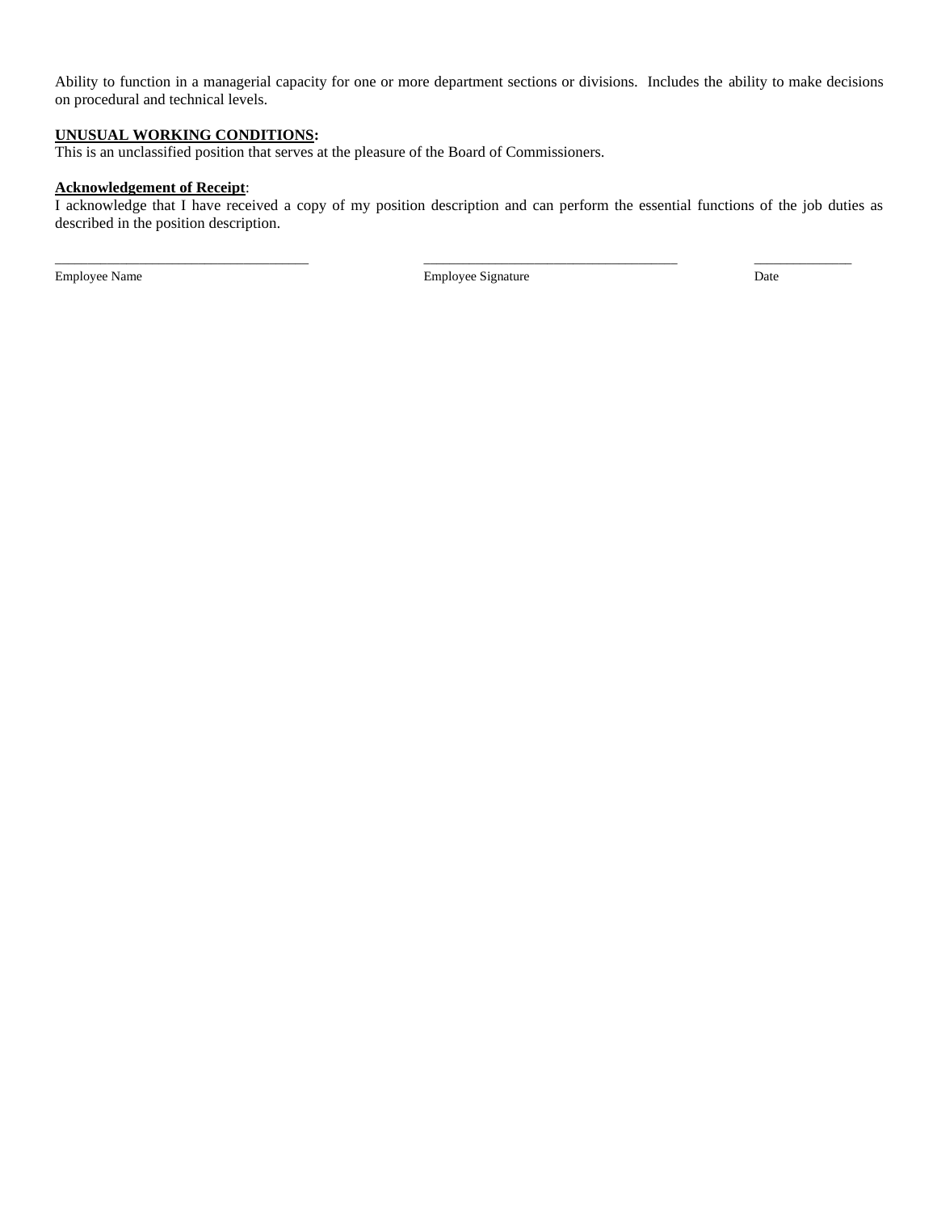Ability to function in a managerial capacity for one or more department sections or divisions. Includes the ability to make decisions on procedural and technical levels.

**UNUSUAL WORKING CONDITIONS:**
This is an unclassified position that serves at the pleasure of the Board of Commissioners.

**Acknowledgement of Receipt**:
I acknowledge that I have received a copy of my position description and can perform the essential functions of the job duties as described in the position description.

| | | |
|---|---|---|
| ____________________________________ | ____________________________________ | ______________ |
| Employee Name | Employee Signature | Date |